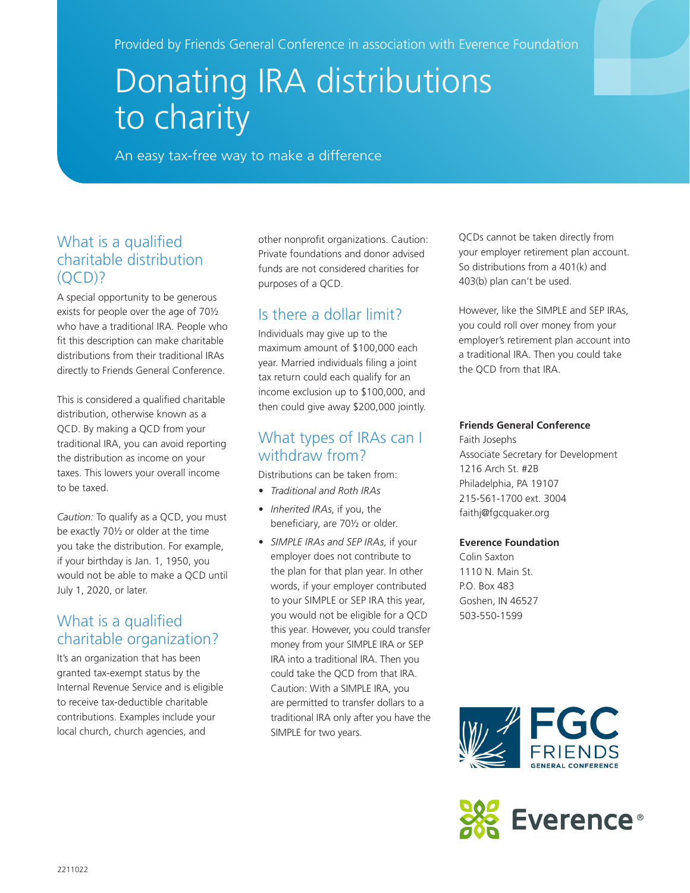Provided by Friends General Conference in association with Everence Foundation

# Donating IRA distributions to charity

An easy tax-free way to make a difference

## What is a qualified charitable distribution (QCD)?

A special opportunity to be generous exists for people over the age of 70½ who have a traditional IRA. People who fit this description can make charitable distributions from their traditional IRAs directly to Friends General Conference.

This is considered a qualified charitable distribution, otherwise known as a QCD. By making a QCD from your traditional IRA, you can avoid reporting the distribution as income on your taxes. This lowers your overall income to be taxed.

*Caution:* To qualify as a QCD, you must be exactly 70½ or older at the time you take the distribution. For example, if your birthday is Jan. 1, 1950, you would not be able to make a QCD until July 1, 2020, or later.

## What is a qualified charitable organization?

It's an organization that has been granted tax-exempt status by the Internal Revenue Service and is eligible to receive tax-deductible charitable contributions. Examples include your local church, church agencies, and other nonprofit organizations. Caution: Private foundations and donor advised funds are not considered charities for purposes of a QCD.

## Is there a dollar limit?

Individuals may give up to the maximum amount of $100,000 each year. Married individuals filing a joint tax return could each qualify for an income exclusion up to $100,000, and then could give away $200,000 jointly.

## What types of IRAs can I withdraw from?

Distributions can be taken from:

- *Traditional and Roth IRAs*
- *Inherited IRAs*, if you, the beneficiary, are 70½ or older.
- *SIMPLE IRAs and SEP IRAs*, if your employer does not contribute to the plan for that plan year. In other words, if your employer contributed to your SIMPLE or SEP IRA this year, you would not be eligible for a QCD this year. However, you could transfer money from your SIMPLE IRA or SEP IRA into a traditional IRA. Then you could take the QCD from that IRA. Caution: With a SIMPLE IRA, you are permitted to transfer dollars to a traditional IRA only after you have the SIMPLE for two years.

QCDs cannot be taken directly from your employer retirement plan account. So distributions from a 401(k) and 403(b) plan can't be used.

However, like the SIMPLE and SEP IRAs, you could roll over money from your employer's retirement plan account into a traditional IRA. Then you could take the QCD from that IRA.

**Friends General Conference**
Faith Josephs
Associate Secretary for Development
1216 Arch St. #2B
Philadelphia, PA 19107
215-561-1700 ext. 3004
faithj@fgcquaker.org

**Everence Foundation**
Colin Saxton
1110 N. Main St.
P.O. Box 483
Goshen, IN 46527
503-550-1599

FGC FRIENDS GENERAL CONFERENCE

Everence®

2211022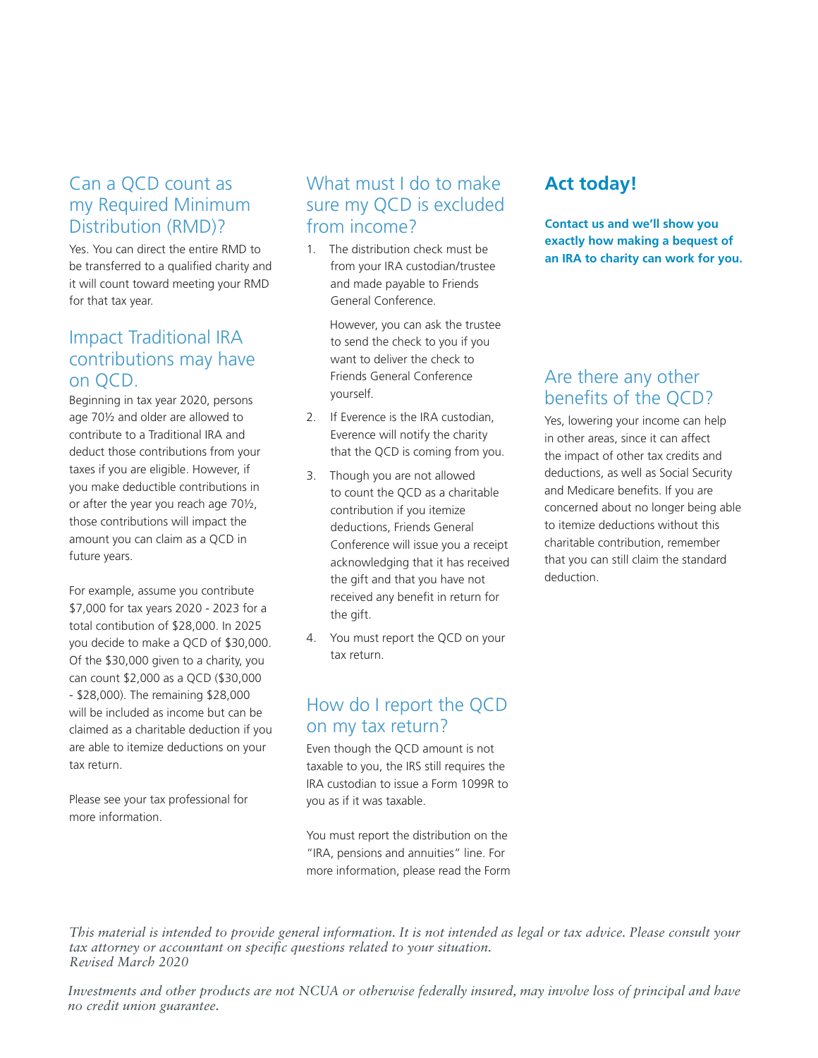## Can a QCD count as my Required Minimum Distribution (RMD)?

Yes. You can direct the entire RMD to be transferred to a qualified charity and it will count toward meeting your RMD for that tax year.

## Impact Traditional IRA contributions may have on QCD.

Beginning in tax year 2020, persons age 70½ and older are allowed to contribute to a Traditional IRA and deduct those contributions from your taxes if you are eligible. However, if you make deductible contributions in or after the year you reach age 70½, those contributions will impact the amount you can claim as a QCD in future years.

For example, assume you contribute $7,000 for tax years 2020 - 2023 for a total contibution of $28,000. In 2025 you decide to make a QCD of $30,000. Of the $30,000 given to a charity, you can count $2,000 as a QCD ($30,000 - $28,000). The remaining $28,000 will be included as income but can be claimed as a charitable deduction if you are able to itemize deductions on your tax return.

Please see your tax professional for more information.

## What must I do to make sure my QCD is excluded from income?

1. The distribution check must be from your IRA custodian/trustee and made payable to Friends General Conference.

   However, you can ask the trustee to send the check to you if you want to deliver the check to Friends General Conference yourself.

2. If Everence is the IRA custodian, Everence will notify the charity that the QCD is coming from you.

3. Though you are not allowed to count the QCD as a charitable contribution if you itemize deductions, Friends General Conference will issue you a receipt acknowledging that it has received the gift and that you have not received any benefit in return for the gift.

4. You must report the QCD on your tax return.

## How do I report the QCD on my tax return?

Even though the QCD amount is not taxable to you, the IRS still requires the IRA custodian to issue a Form 1099R to you as if it was taxable.

You must report the distribution on the "IRA, pensions and annuities" line. For more information, please read the Form

## Act today!

**Contact us and we'll show you exactly how making a bequest of an IRA to charity can work for you.**

## Are there any other benefits of the QCD?

Yes, lowering your income can help in other areas, since it can affect the impact of other tax credits and deductions, as well as Social Security and Medicare benefits. If you are concerned about no longer being able to itemize deductions without this charitable contribution, remember that you can still claim the standard deduction.

*This material is intended to provide general information. It is not intended as legal or tax advice. Please consult your tax attorney or accountant on specific questions related to your situation.*
*Revised March 2020*

*Investments and other products are not NCUA or otherwise federally insured, may involve loss of principal and have no credit union guarantee.*